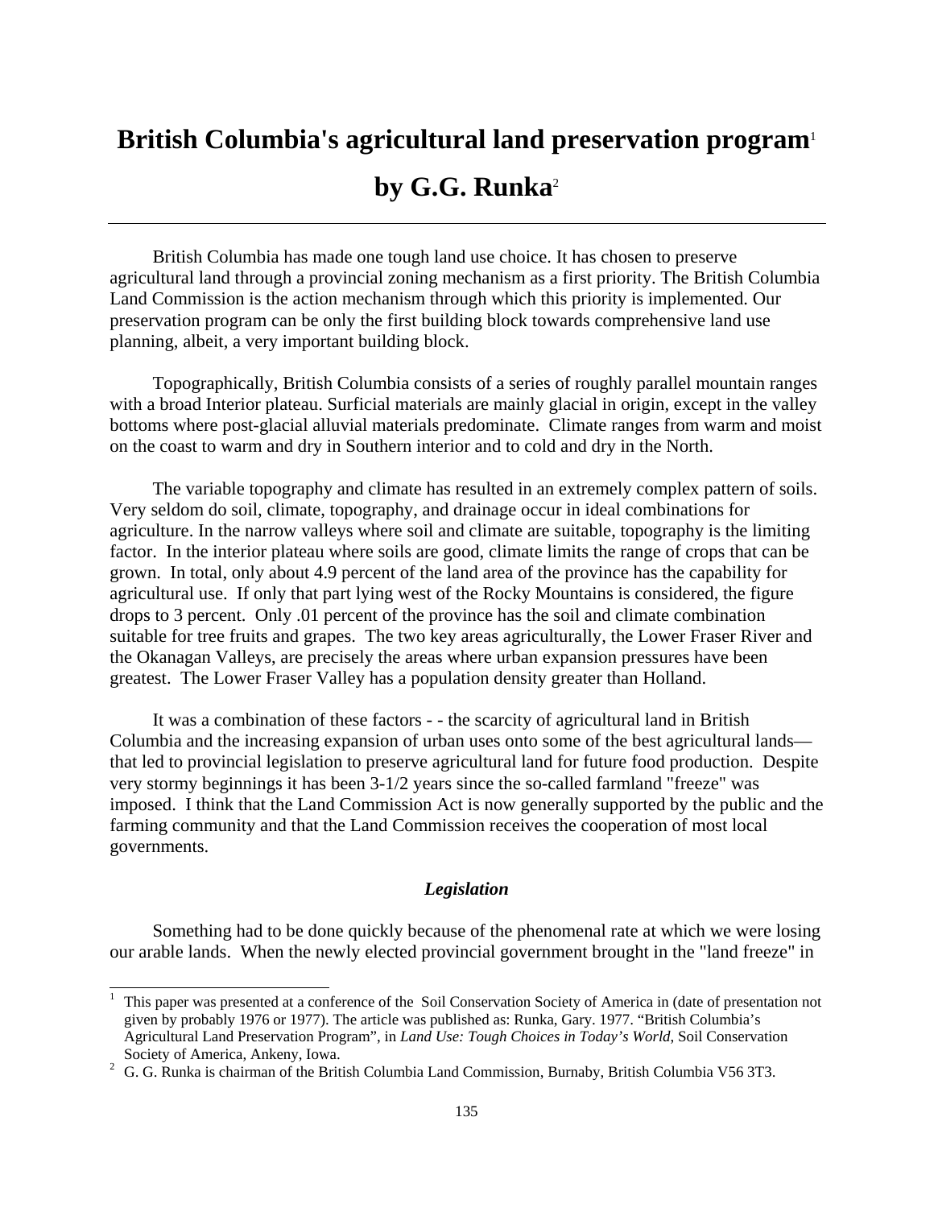# British Columbia's agricultural land preservation program[1]

## by G.G. Runka[2]

---

British Columbia has made one tough land use choice. It has chosen to preserve agricultural land through a provincial zoning mechanism as a first priority. The British Columbia Land Commission is the action mechanism through which this priority is implemented. Our preservation program can be only the first building block towards comprehensive land use planning, albeit, a very important building block.

Topographically, British Columbia consists of a series of roughly parallel mountain ranges with a broad Interior plateau. Surficial materials are mainly glacial in origin, except in the valley bottoms where post-glacial alluvial materials predominate. Climate ranges from warm and moist on the coast to warm and dry in Southern interior and to cold and dry in the North.

The variable topography and climate has resulted in an extremely complex pattern of soils. Very seldom do soil, climate, topography, and drainage occur in ideal combinations for agriculture. In the narrow valleys where soil and climate are suitable, topography is the limiting factor. In the interior plateau where soils are good, climate limits the range of crops that can be grown. In total, only about 4.9 percent of the land area of the province has the capability for agricultural use. If only that part lying west of the Rocky Mountains is considered, the figure drops to 3 percent. Only .01 percent of the province has the soil and climate combination suitable for tree fruits and grapes. The two key areas agriculturally, the Lower Fraser River and the Okanagan Valleys, are precisely the areas where urban expansion pressures have been greatest. The Lower Fraser Valley has a population density greater than Holland.

It was a combination of these factors - - the scarcity of agricultural land in British Columbia and the increasing expansion of urban uses onto some of the best agricultural lands— that led to provincial legislation to preserve agricultural land for future food production. Despite very stormy beginnings it has been 3-1/2 years since the so-called farmland "freeze" was imposed. I think that the Land Commission Act is now generally supported by the public and the farming community and that the Land Commission receives the cooperation of most local governments.

### *Legislation*

Something had to be done quickly because of the phenomenal rate at which we were losing our arable lands. When the newly elected provincial government brought in the "land freeze" in

---

[1] This paper was presented at a conference of the Soil Conservation Society of America in (date of presentation not given by probably 1976 or 1977). The article was published as: Runka, Gary. 1977. "British Columbia's Agricultural Land Preservation Program", in *Land Use: Tough Choices in Today's World*, Soil Conservation Society of America, Ankeny, Iowa.

[2] G. G. Runka is chairman of the British Columbia Land Commission, Burnaby, British Columbia V56 3T3.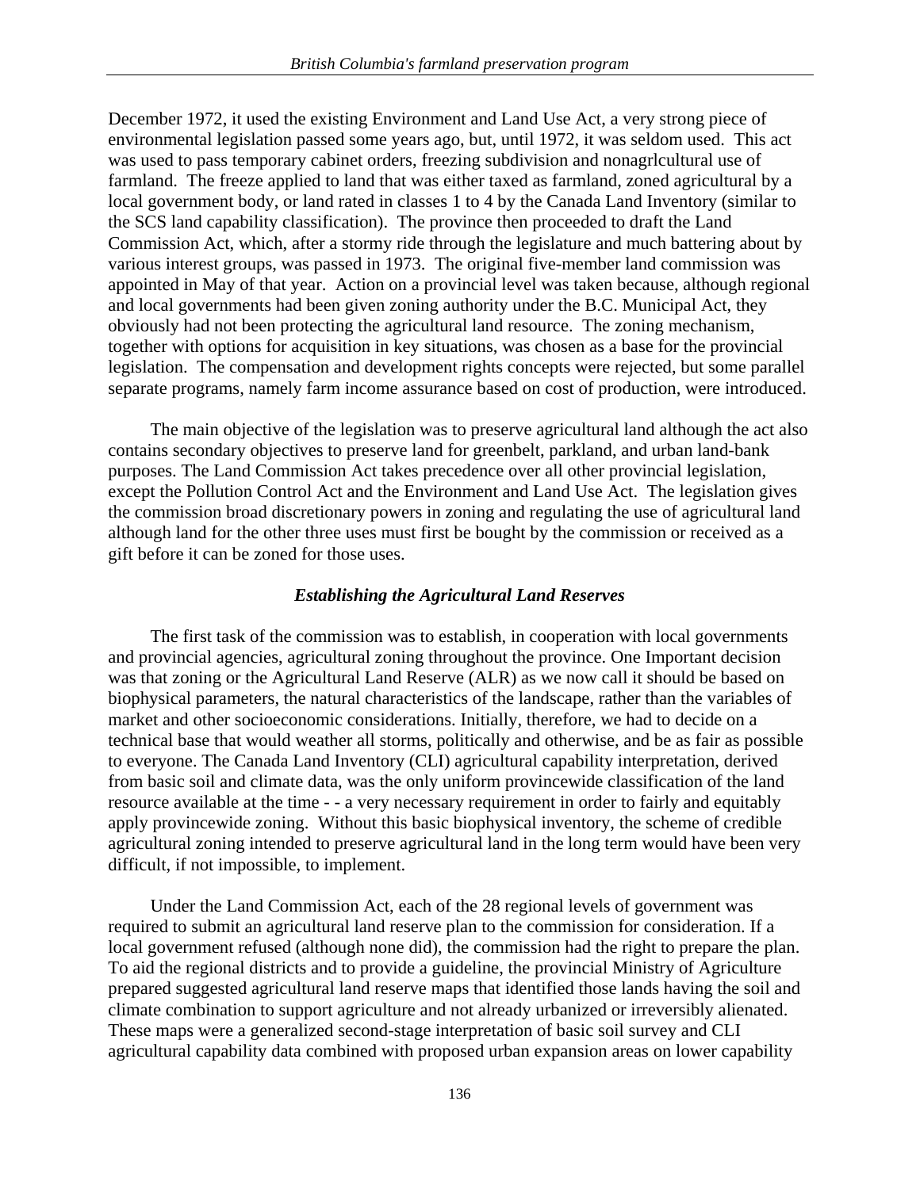December 1972, it used the existing Environment and Land Use Act, a very strong piece of environmental legislation passed some years ago, but, until 1972, it was seldom used. This act was used to pass temporary cabinet orders, freezing subdivision and nonagrlcultural use of farmland. The freeze applied to land that was either taxed as farmland, zoned agricultural by a local government body, or land rated in classes 1 to 4 by the Canada Land Inventory (similar to the SCS land capability classification). The province then proceeded to draft the Land Commission Act, which, after a stormy ride through the legislature and much battering about by various interest groups, was passed in 1973. The original five-member land commission was appointed in May of that year. Action on a provincial level was taken because, although regional and local governments had been given zoning authority under the B.C. Municipal Act, they obviously had not been protecting the agricultural land resource. The zoning mechanism, together with options for acquisition in key situations, was chosen as a base for the provincial legislation. The compensation and development rights concepts were rejected, but some parallel separate programs, namely farm income assurance based on cost of production, were introduced.

The main objective of the legislation was to preserve agricultural land although the act also contains secondary objectives to preserve land for greenbelt, parkland, and urban land-bank purposes. The Land Commission Act takes precedence over all other provincial legislation, except the Pollution Control Act and the Environment and Land Use Act. The legislation gives the commission broad discretionary powers in zoning and regulating the use of agricultural land although land for the other three uses must first be bought by the commission or received as a gift before it can be zoned for those uses.

### *Establishing the Agricultural Land Reserves*

The first task of the commission was to establish, in cooperation with local governments and provincial agencies, agricultural zoning throughout the province. One Important decision was that zoning or the Agricultural Land Reserve (ALR) as we now call it should be based on biophysical parameters, the natural characteristics of the landscape, rather than the variables of market and other socioeconomic considerations. Initially, therefore, we had to decide on a technical base that would weather all storms, politically and otherwise, and be as fair as possible to everyone. The Canada Land Inventory (CLI) agricultural capability interpretation, derived from basic soil and climate data, was the only uniform provincewide classification of the land resource available at the time - - a very necessary requirement in order to fairly and equitably apply provincewide zoning. Without this basic biophysical inventory, the scheme of credible agricultural zoning intended to preserve agricultural land in the long term would have been very difficult, if not impossible, to implement.

Under the Land Commission Act, each of the 28 regional levels of government was required to submit an agricultural land reserve plan to the commission for consideration. If a local government refused (although none did), the commission had the right to prepare the plan. To aid the regional districts and to provide a guideline, the provincial Ministry of Agriculture prepared suggested agricultural land reserve maps that identified those lands having the soil and climate combination to support agriculture and not already urbanized or irreversibly alienated. These maps were a generalized second-stage interpretation of basic soil survey and CLI agricultural capability data combined with proposed urban expansion areas on lower capability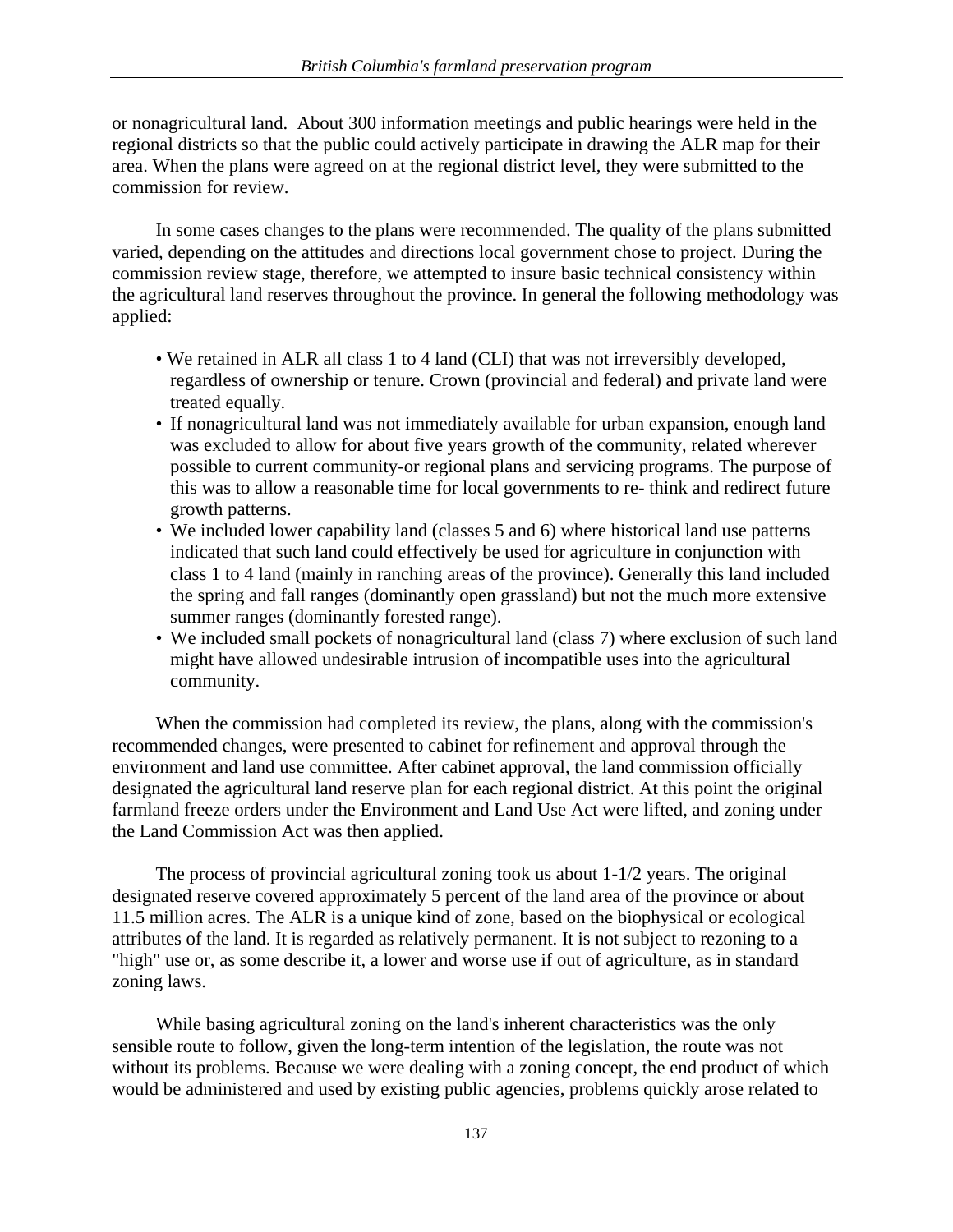or nonagricultural land. About 300 information meetings and public hearings were held in the regional districts so that the public could actively participate in drawing the ALR map for their area. When the plans were agreed on at the regional district level, they were submitted to the commission for review.

In some cases changes to the plans were recommended. The quality of the plans submitted varied, depending on the attitudes and directions local government chose to project. During the commission review stage, therefore, we attempted to insure basic technical consistency within the agricultural land reserves throughout the province. In general the following methodology was applied:

- We retained in ALR all class 1 to 4 land (CLI) that was not irreversibly developed, regardless of ownership or tenure. Crown (provincial and federal) and private land were treated equally.
- If nonagricultural land was not immediately available for urban expansion, enough land was excluded to allow for about five years growth of the community, related wherever possible to current community-or regional plans and servicing programs. The purpose of this was to allow a reasonable time for local governments to re- think and redirect future growth patterns.
- We included lower capability land (classes 5 and 6) where historical land use patterns indicated that such land could effectively be used for agriculture in conjunction with class 1 to 4 land (mainly in ranching areas of the province). Generally this land included the spring and fall ranges (dominantly open grassland) but not the much more extensive summer ranges (dominantly forested range).
- We included small pockets of nonagricultural land (class 7) where exclusion of such land might have allowed undesirable intrusion of incompatible uses into the agricultural community.

When the commission had completed its review, the plans, along with the commission's recommended changes, were presented to cabinet for refinement and approval through the environment and land use committee. After cabinet approval, the land commission officially designated the agricultural land reserve plan for each regional district. At this point the original farmland freeze orders under the Environment and Land Use Act were lifted, and zoning under the Land Commission Act was then applied.

The process of provincial agricultural zoning took us about 1-1/2 years. The original designated reserve covered approximately 5 percent of the land area of the province or about 11.5 million acres. The ALR is a unique kind of zone, based on the biophysical or ecological attributes of the land. It is regarded as relatively permanent. It is not subject to rezoning to a "high" use or, as some describe it, a lower and worse use if out of agriculture, as in standard zoning laws.

While basing agricultural zoning on the land's inherent characteristics was the only sensible route to follow, given the long-term intention of the legislation, the route was not without its problems. Because we were dealing with a zoning concept, the end product of which would be administered and used by existing public agencies, problems quickly arose related to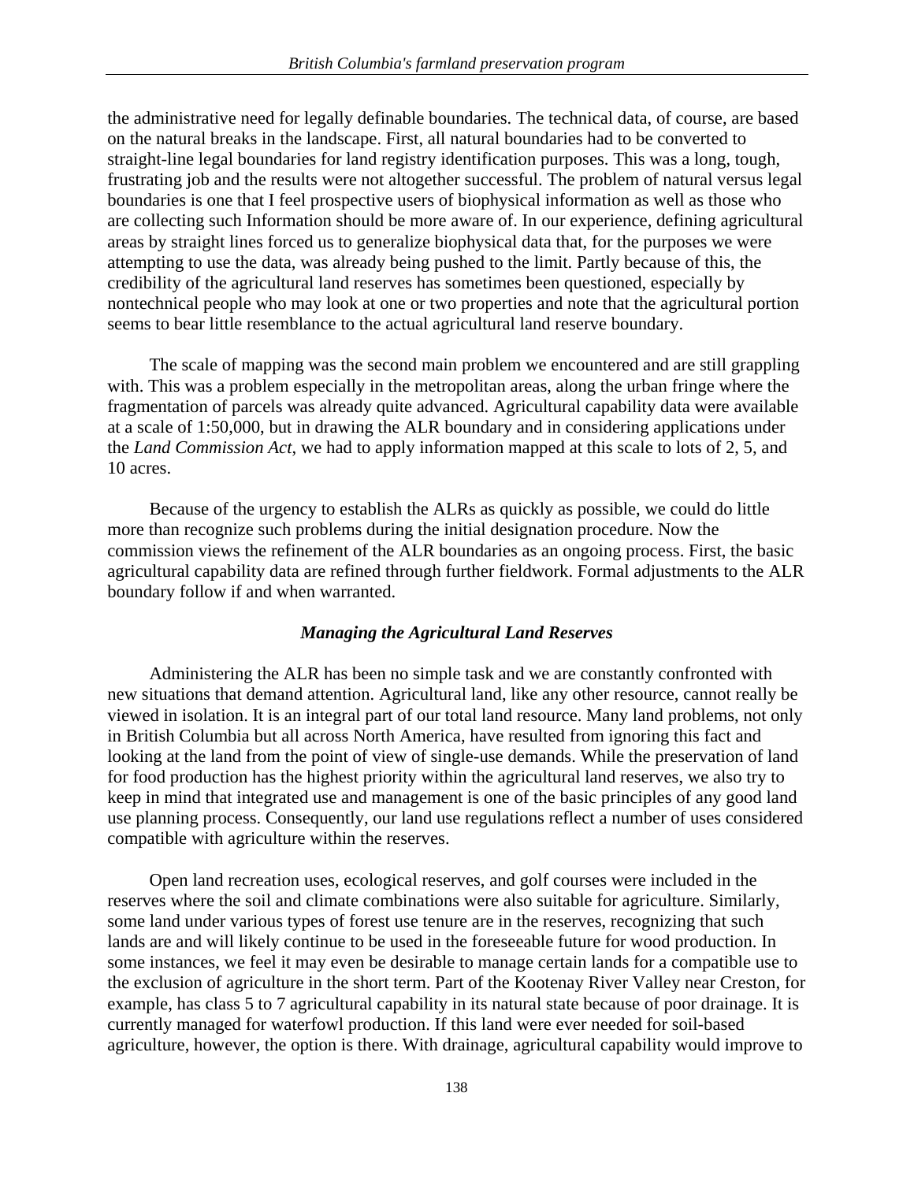the administrative need for legally definable boundaries. The technical data, of course, are based on the natural breaks in the landscape. First, all natural boundaries had to be converted to straight-line legal boundaries for land registry identification purposes. This was a long, tough, frustrating job and the results were not altogether successful. The problem of natural versus legal boundaries is one that I feel prospective users of biophysical information as well as those who are collecting such Information should be more aware of. In our experience, defining agricultural areas by straight lines forced us to generalize biophysical data that, for the purposes we were attempting to use the data, was already being pushed to the limit. Partly because of this, the credibility of the agricultural land reserves has sometimes been questioned, especially by nontechnical people who may look at one or two properties and note that the agricultural portion seems to bear little resemblance to the actual agricultural land reserve boundary.

The scale of mapping was the second main problem we encountered and are still grappling with. This was a problem especially in the metropolitan areas, along the urban fringe where the fragmentation of parcels was already quite advanced. Agricultural capability data were available at a scale of 1:50,000, but in drawing the ALR boundary and in considering applications under the *Land Commission Act*, we had to apply information mapped at this scale to lots of 2, 5, and 10 acres.

Because of the urgency to establish the ALRs as quickly as possible, we could do little more than recognize such problems during the initial designation procedure. Now the commission views the refinement of the ALR boundaries as an ongoing process. First, the basic agricultural capability data are refined through further fieldwork. Formal adjustments to the ALR boundary follow if and when warranted.

### *Managing the Agricultural Land Reserves*

Administering the ALR has been no simple task and we are constantly confronted with new situations that demand attention. Agricultural land, like any other resource, cannot really be viewed in isolation. It is an integral part of our total land resource. Many land problems, not only in British Columbia but all across North America, have resulted from ignoring this fact and looking at the land from the point of view of single-use demands. While the preservation of land for food production has the highest priority within the agricultural land reserves, we also try to keep in mind that integrated use and management is one of the basic principles of any good land use planning process. Consequently, our land use regulations reflect a number of uses considered compatible with agriculture within the reserves.

Open land recreation uses, ecological reserves, and golf courses were included in the reserves where the soil and climate combinations were also suitable for agriculture. Similarly, some land under various types of forest use tenure are in the reserves, recognizing that such lands are and will likely continue to be used in the foreseeable future for wood production. In some instances, we feel it may even be desirable to manage certain lands for a compatible use to the exclusion of agriculture in the short term. Part of the Kootenay River Valley near Creston, for example, has class 5 to 7 agricultural capability in its natural state because of poor drainage. It is currently managed for waterfowl production. If this land were ever needed for soil-based agriculture, however, the option is there. With drainage, agricultural capability would improve to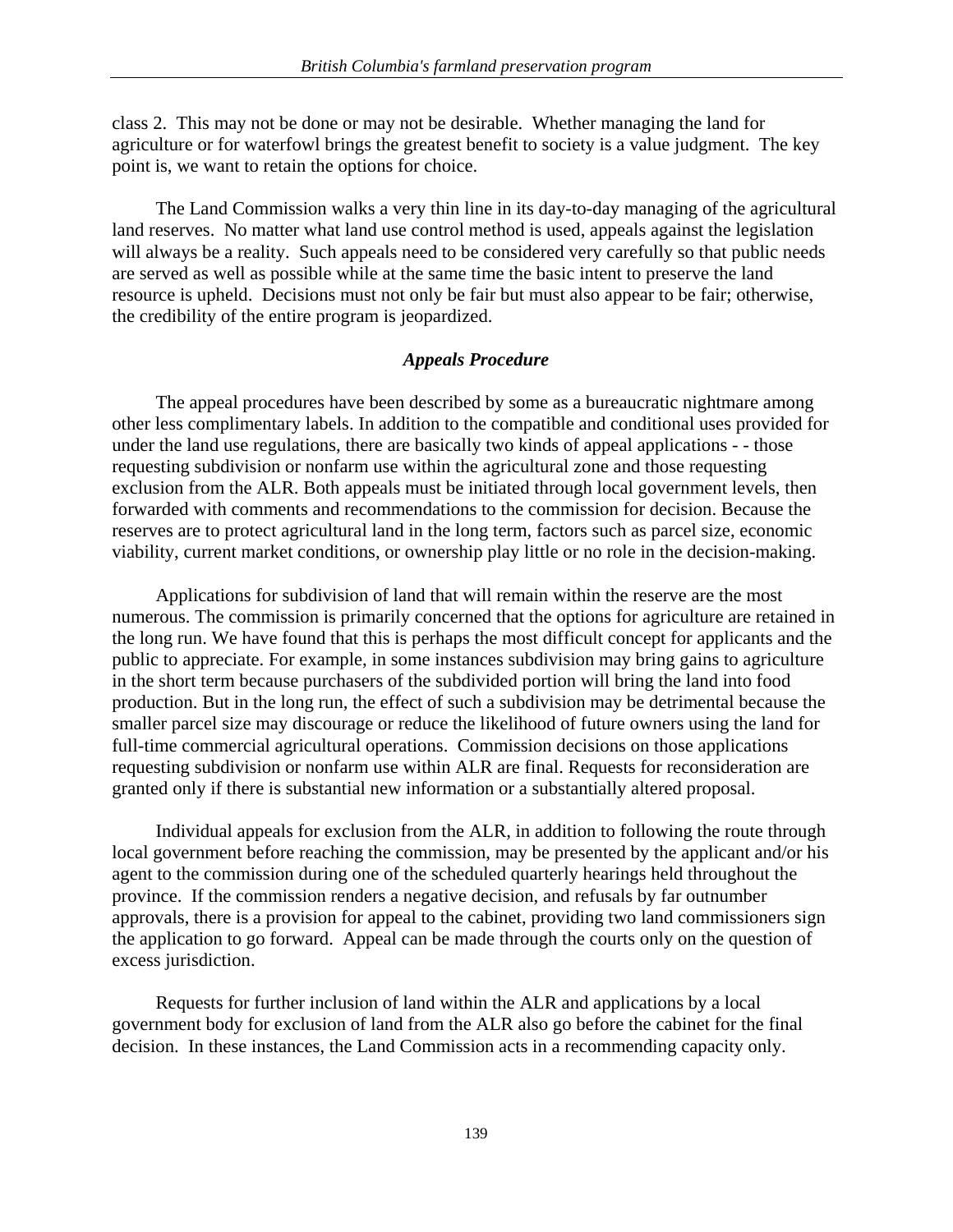class 2. This may not be done or may not be desirable. Whether managing the land for agriculture or for waterfowl brings the greatest benefit to society is a value judgment. The key point is, we want to retain the options for choice.

The Land Commission walks a very thin line in its day-to-day managing of the agricultural land reserves. No matter what land use control method is used, appeals against the legislation will always be a reality. Such appeals need to be considered very carefully so that public needs are served as well as possible while at the same time the basic intent to preserve the land resource is upheld. Decisions must not only be fair but must also appear to be fair; otherwise, the credibility of the entire program is jeopardized.

### *Appeals Procedure*

The appeal procedures have been described by some as a bureaucratic nightmare among other less complimentary labels. In addition to the compatible and conditional uses provided for under the land use regulations, there are basically two kinds of appeal applications - - those requesting subdivision or nonfarm use within the agricultural zone and those requesting exclusion from the ALR. Both appeals must be initiated through local government levels, then forwarded with comments and recommendations to the commission for decision. Because the reserves are to protect agricultural land in the long term, factors such as parcel size, economic viability, current market conditions, or ownership play little or no role in the decision-making.

Applications for subdivision of land that will remain within the reserve are the most numerous. The commission is primarily concerned that the options for agriculture are retained in the long run. We have found that this is perhaps the most difficult concept for applicants and the public to appreciate. For example, in some instances subdivision may bring gains to agriculture in the short term because purchasers of the subdivided portion will bring the land into food production. But in the long run, the effect of such a subdivision may be detrimental because the smaller parcel size may discourage or reduce the likelihood of future owners using the land for full-time commercial agricultural operations. Commission decisions on those applications requesting subdivision or nonfarm use within ALR are final. Requests for reconsideration are granted only if there is substantial new information or a substantially altered proposal.

Individual appeals for exclusion from the ALR, in addition to following the route through local government before reaching the commission, may be presented by the applicant and/or his agent to the commission during one of the scheduled quarterly hearings held throughout the province. If the commission renders a negative decision, and refusals by far outnumber approvals, there is a provision for appeal to the cabinet, providing two land commissioners sign the application to go forward. Appeal can be made through the courts only on the question of excess jurisdiction.

Requests for further inclusion of land within the ALR and applications by a local government body for exclusion of land from the ALR also go before the cabinet for the final decision. In these instances, the Land Commission acts in a recommending capacity only.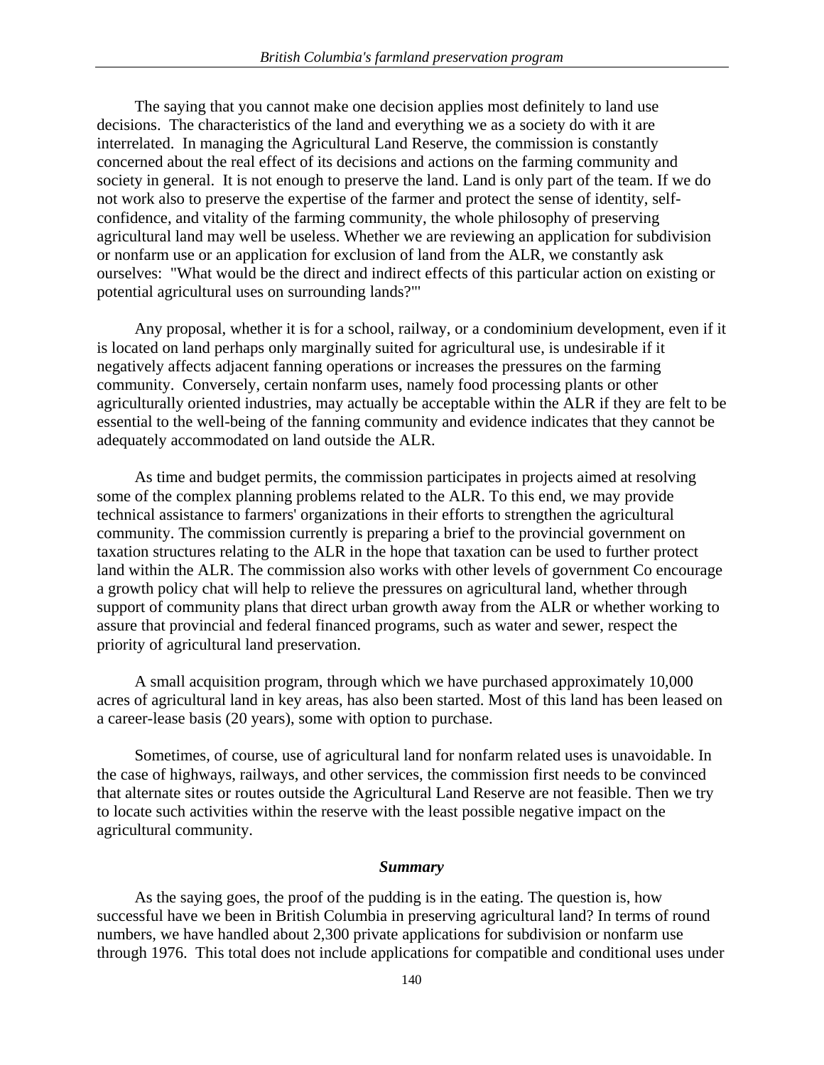The saying that you cannot make one decision applies most definitely to land use decisions. The characteristics of the land and everything we as a society do with it are interrelated. In managing the Agricultural Land Reserve, the commission is constantly concerned about the real effect of its decisions and actions on the farming community and society in general. It is not enough to preserve the land. Land is only part of the team. If we do not work also to preserve the expertise of the farmer and protect the sense of identity, self-confidence, and vitality of the farming community, the whole philosophy of preserving agricultural land may well be useless. Whether we are reviewing an application for subdivision or nonfarm use or an application for exclusion of land from the ALR, we constantly ask ourselves: "What would be the direct and indirect effects of this particular action on existing or potential agricultural uses on surrounding lands?"'

Any proposal, whether it is for a school, railway, or a condominium development, even if it is located on land perhaps only marginally suited for agricultural use, is undesirable if it negatively affects adjacent fanning operations or increases the pressures on the farming community. Conversely, certain nonfarm uses, namely food processing plants or other agriculturally oriented industries, may actually be acceptable within the ALR if they are felt to be essential to the well-being of the fanning community and evidence indicates that they cannot be adequately accommodated on land outside the ALR.

As time and budget permits, the commission participates in projects aimed at resolving some of the complex planning problems related to the ALR. To this end, we may provide technical assistance to farmers' organizations in their efforts to strengthen the agricultural community. The commission currently is preparing a brief to the provincial government on taxation structures relating to the ALR in the hope that taxation can be used to further protect land within the ALR. The commission also works with other levels of government Co encourage a growth policy chat will help to relieve the pressures on agricultural land, whether through support of community plans that direct urban growth away from the ALR or whether working to assure that provincial and federal financed programs, such as water and sewer, respect the priority of agricultural land preservation.

A small acquisition program, through which we have purchased approximately 10,000 acres of agricultural land in key areas, has also been started. Most of this land has been leased on a career-lease basis (20 years), some with option to purchase.

Sometimes, of course, use of agricultural land for nonfarm related uses is unavoidable. In the case of highways, railways, and other services, the commission first needs to be convinced that alternate sites or routes outside the Agricultural Land Reserve are not feasible. Then we try to locate such activities within the reserve with the least possible negative impact on the agricultural community.

### *Summary*

As the saying goes, the proof of the pudding is in the eating. The question is, how successful have we been in British Columbia in preserving agricultural land? In terms of round numbers, we have handled about 2,300 private applications for subdivision or nonfarm use through 1976. This total does not include applications for compatible and conditional uses under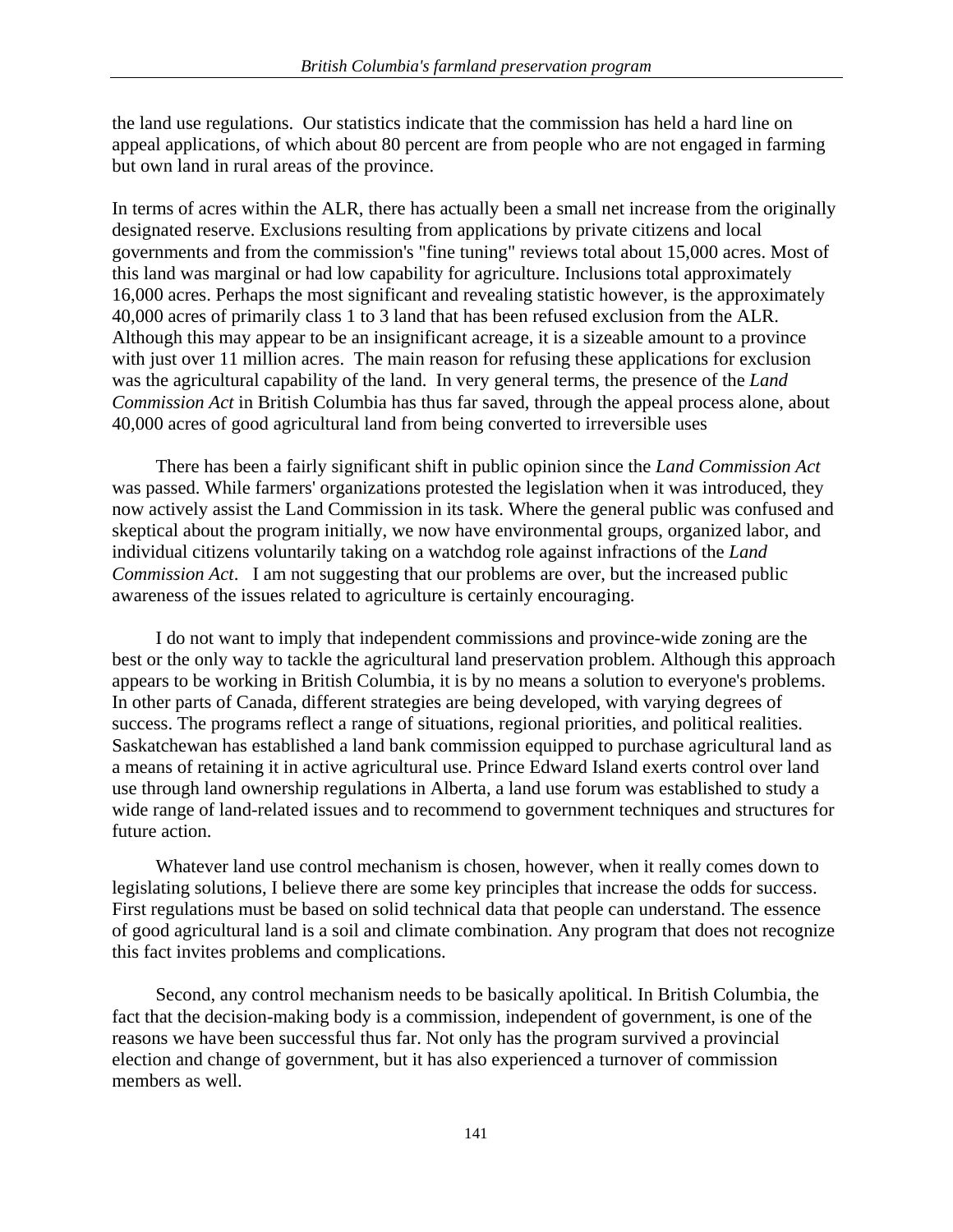the land use regulations. Our statistics indicate that the commission has held a hard line on appeal applications, of which about 80 percent are from people who are not engaged in farming but own land in rural areas of the province.

In terms of acres within the ALR, there has actually been a small net increase from the originally designated reserve. Exclusions resulting from applications by private citizens and local governments and from the commission's "fine tuning" reviews total about 15,000 acres. Most of this land was marginal or had low capability for agriculture. Inclusions total approximately 16,000 acres. Perhaps the most significant and revealing statistic however, is the approximately 40,000 acres of primarily class 1 to 3 land that has been refused exclusion from the ALR. Although this may appear to be an insignificant acreage, it is a sizeable amount to a province with just over 11 million acres. The main reason for refusing these applications for exclusion was the agricultural capability of the land. In very general terms, the presence of the *Land Commission Act* in British Columbia has thus far saved, through the appeal process alone, about 40,000 acres of good agricultural land from being converted to irreversible uses

There has been a fairly significant shift in public opinion since the *Land Commission Act* was passed. While farmers' organizations protested the legislation when it was introduced, they now actively assist the Land Commission in its task. Where the general public was confused and skeptical about the program initially, we now have environmental groups, organized labor, and individual citizens voluntarily taking on a watchdog role against infractions of the *Land Commission Act*. I am not suggesting that our problems are over, but the increased public awareness of the issues related to agriculture is certainly encouraging.

I do not want to imply that independent commissions and province-wide zoning are the best or the only way to tackle the agricultural land preservation problem. Although this approach appears to be working in British Columbia, it is by no means a solution to everyone's problems. In other parts of Canada, different strategies are being developed, with varying degrees of success. The programs reflect a range of situations, regional priorities, and political realities. Saskatchewan has established a land bank commission equipped to purchase agricultural land as a means of retaining it in active agricultural use. Prince Edward Island exerts control over land use through land ownership regulations in Alberta, a land use forum was established to study a wide range of land-related issues and to recommend to government techniques and structures for future action.

Whatever land use control mechanism is chosen, however, when it really comes down to legislating solutions, I believe there are some key principles that increase the odds for success. First regulations must be based on solid technical data that people can understand. The essence of good agricultural land is a soil and climate combination. Any program that does not recognize this fact invites problems and complications.

Second, any control mechanism needs to be basically apolitical. In British Columbia, the fact that the decision-making body is a commission, independent of government, is one of the reasons we have been successful thus far. Not only has the program survived a provincial election and change of government, but it has also experienced a turnover of commission members as well.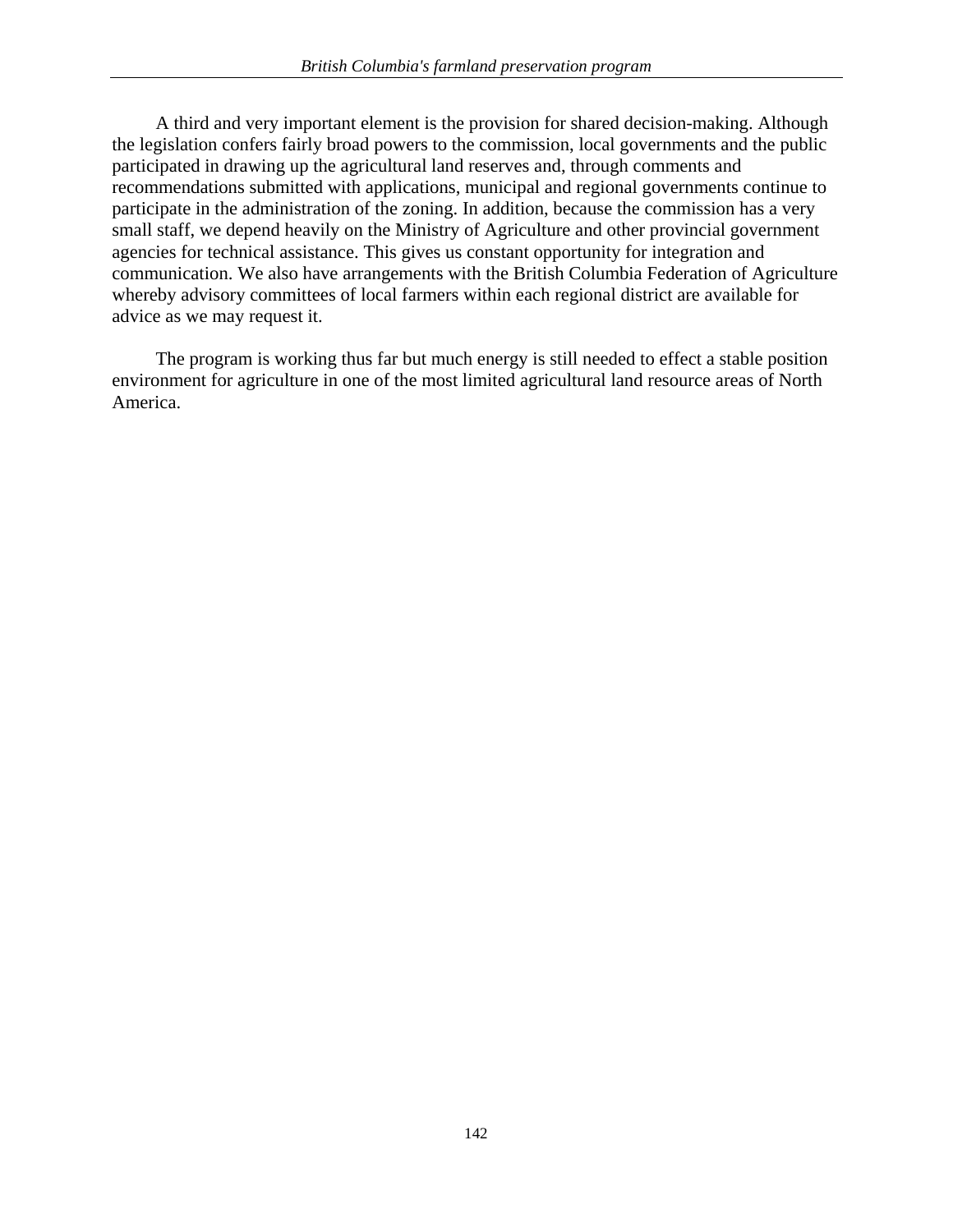A third and very important element is the provision for shared decision-making. Although the legislation confers fairly broad powers to the commission, local governments and the public participated in drawing up the agricultural land reserves and, through comments and recommendations submitted with applications, municipal and regional governments continue to participate in the administration of the zoning. In addition, because the commission has a very small staff, we depend heavily on the Ministry of Agriculture and other provincial government agencies for technical assistance. This gives us constant opportunity for integration and communication. We also have arrangements with the British Columbia Federation of Agriculture whereby advisory committees of local farmers within each regional district are available for advice as we may request it.

The program is working thus far but much energy is still needed to effect a stable position environment for agriculture in one of the most limited agricultural land resource areas of North America.